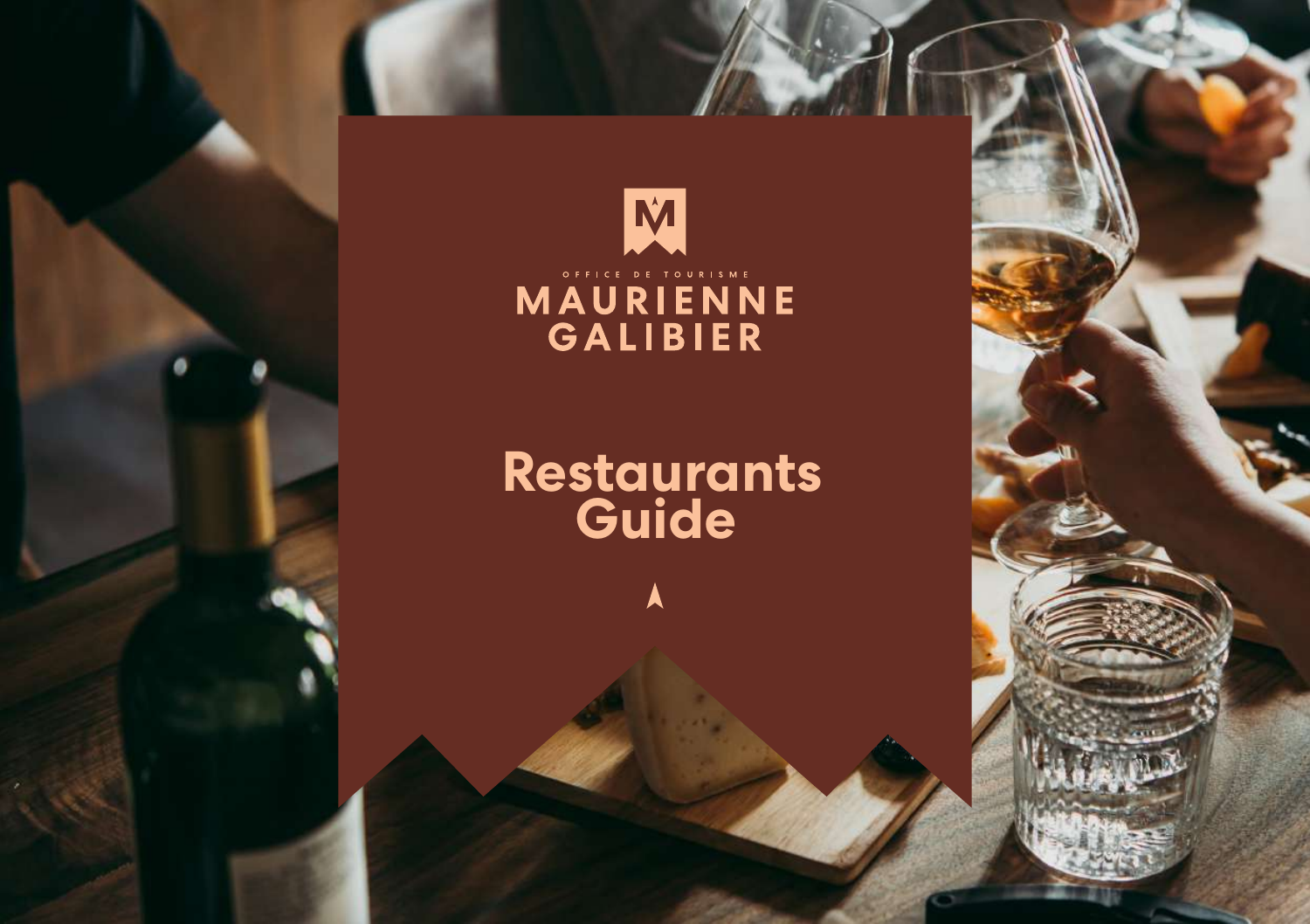OFFICE DE TOURISME

MAURIENNE GALIBIER

# Restaurants Guide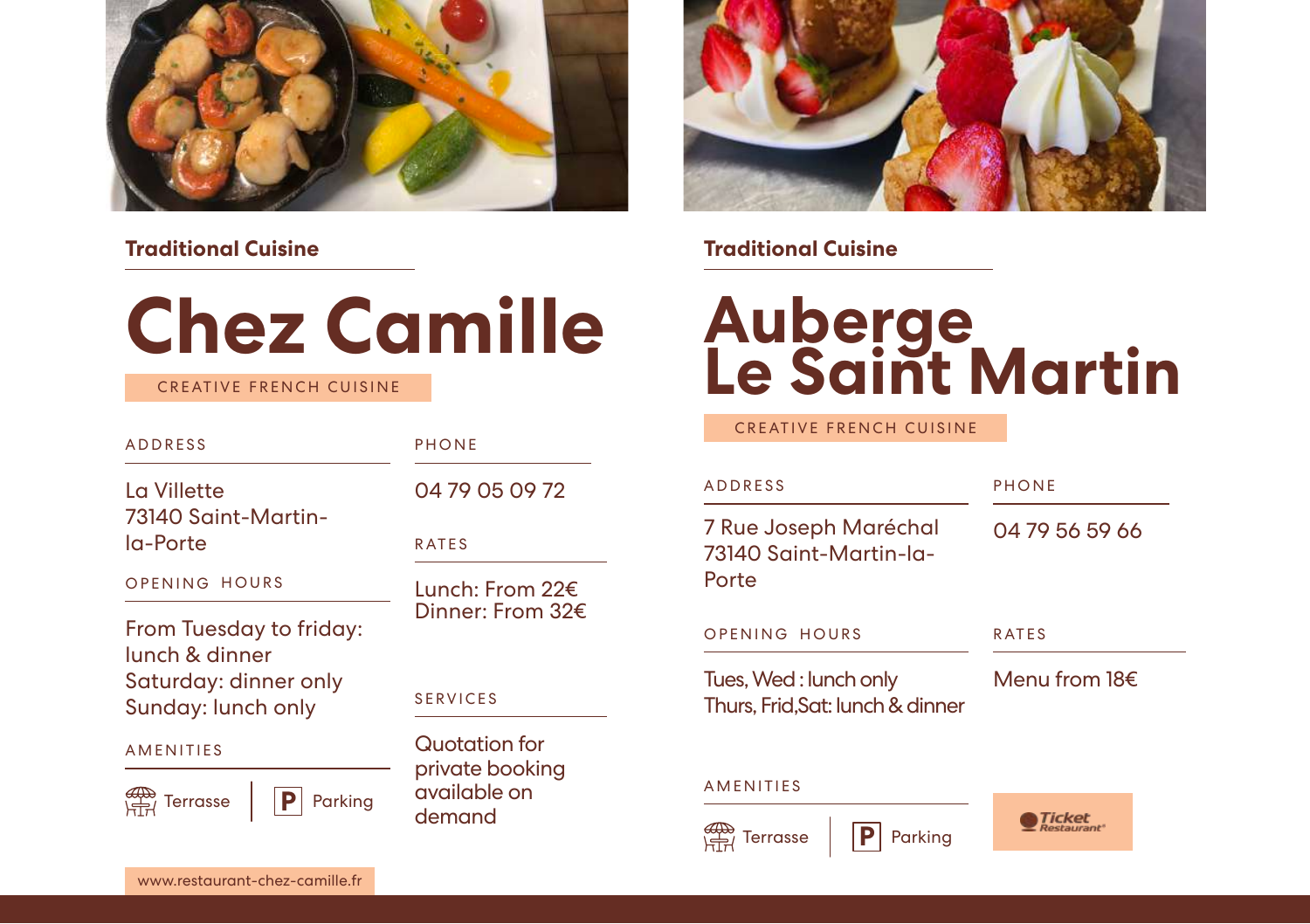**Traditional Cuisine**

# Chez Camille

CREATIVE FRENCH CUISINE

ADDRESS

La Villette
73140 Saint-Martin-la-Porte

OPENING HOURS

From Tuesday to friday: lunch & dinner
Saturday: dinner only
Sunday: lunch only

AMENITIES

Terrasse | Parking

PHONE

04 79 05 09 72

RATES

Lunch: From 22€
Dinner: From 32€

SERVICES

Quotation for private booking available on demand

www.restaurant-chez-camille.fr

**Traditional Cuisine**

# Auberge Le Saint Martin

CREATIVE FRENCH CUISINE

ADDRESS

7 Rue Joseph Maréchal
73140 Saint-Martin-la-Porte

PHONE

04 79 56 59 66

OPENING HOURS

Tues, Wed : lunch only
Thurs, Frid,Sat: lunch & dinner

RATES

Menu from 18€

AMENITIES

Terrasse | Parking

Ticket Restaurant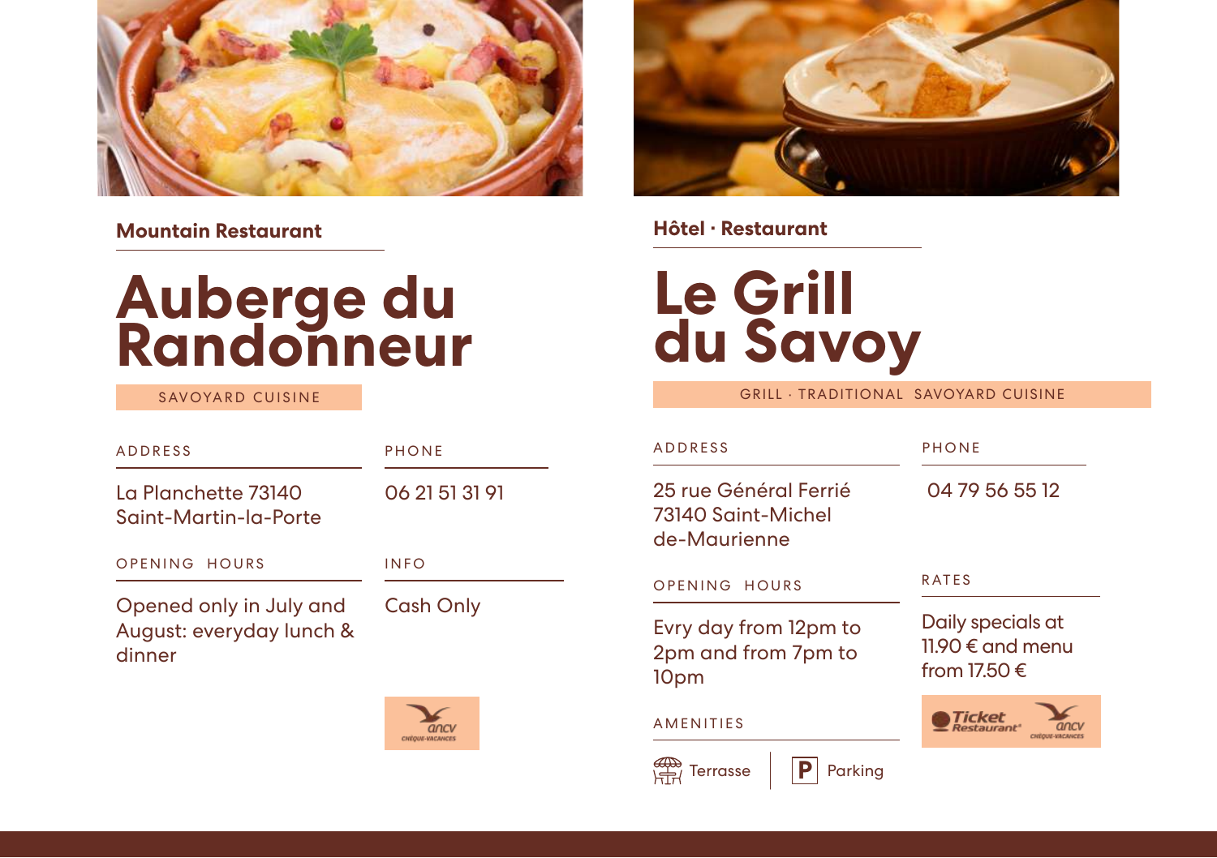**Mountain Restaurant**

# Auberge du Randonneur

SAVOYARD CUISINE

ADDRESS

La Planchette 73140 Saint-Martin-la-Porte

PHONE

06 21 51 31 91

OPENING HOURS

Opened only in July and August: everyday lunch & dinner

INFO

Cash Only

ancv CHÈQUE-VACANCES

**Hôtel · Restaurant**

# Le Grill du Savoy

GRILL · TRADITIONAL SAVOYARD CUISINE

ADDRESS

25 rue Général Ferrié 73140 Saint-Michel de-Maurienne

PHONE

04 79 56 55 12

OPENING HOURS

Evry day from 12pm to 2pm and from 7pm to 10pm

RATES

Daily specials at 11.90 € and menu from 17.50 €

Ticket Restaurant · ancv CHÈQUE-VACANCES

AMENITIES

Terrasse | Parking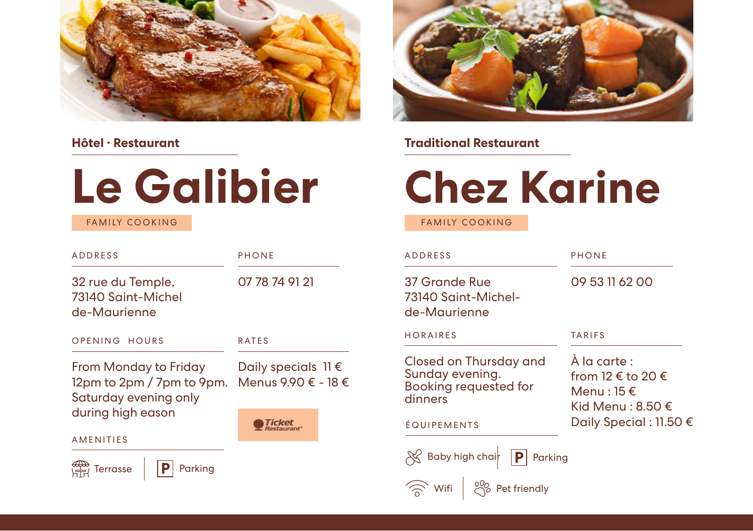**Hôtel · Restaurant**

# Le Galibier

FAMILY COOKING

ADDRESS

32 rue du Temple,
73140 Saint-Michel
de-Maurienne

PHONE

07 78 74 91 21

OPENING HOURS

From Monday to Friday
12pm to 2pm / 7pm to 9pm.
Saturday evening only
during high eason

RATES

Daily specials 11 €
Menus 9.90 € - 18 €

Ticket Restaurant

AMENITIES

Terrasse | Parking

**Traditional Restaurant**

# Chez Karine

FAMILY COOKING

ADDRESS

37 Grande Rue
73140 Saint-Michel-
de-Maurienne

PHONE

09 53 11 62 00

HORAIRES

Closed on Thursday and
Sunday evening.
Booking requested for
dinners

TARIFS

À la carte :
from 12 € to 20 €
Menu : 15 €
Kid Menu : 8.50 €
Daily Special : 11.50 €

ÉQUIPEMENTS

Baby high chair | Parking

Wifi | Pet friendly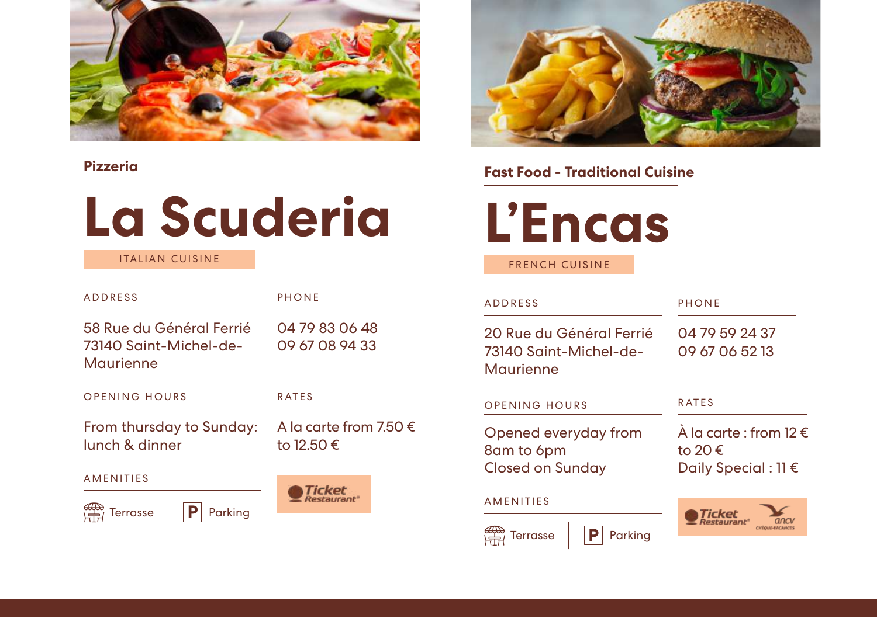Pizzeria

# La Scuderia

ITALIAN CUISINE

**ADDRESS**

58 Rue du Général Ferrié
73140 Saint-Michel-de-Maurienne

**PHONE**

04 79 83 06 48
09 67 08 94 33

**OPENING HOURS**

From thursday to Sunday: lunch & dinner

**RATES**

A la carte from 7.50 € to 12.50 €

**AMENITIES**

Terrasse | Parking

Ticket Restaurant®

Fast Food - Traditional Cuisine

# L'Encas

FRENCH CUISINE

**ADDRESS**

20 Rue du Général Ferrié
73140 Saint-Michel-de-Maurienne

**PHONE**

04 79 59 24 37
09 67 06 52 13

**OPENING HOURS**

Opened everyday from 8am to 6pm
Closed on Sunday

**RATES**

À la carte : from 12 € to 20 €
Daily Special : 11 €

**AMENITIES**

Terrasse | Parking

Ticket Restaurant® ancv CHÈQUE-VACANCES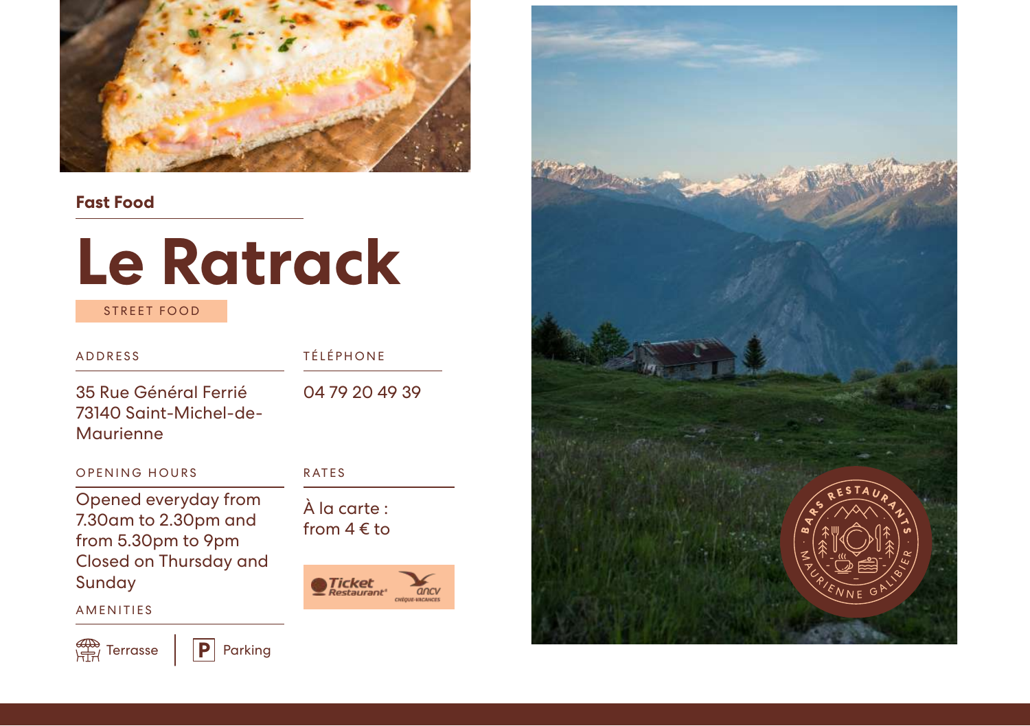**Fast Food**

# Le Ratrack

STREET FOOD

ADDRESS

35 Rue Général Ferrié
73140 Saint-Michel-de-Maurienne

TÉLÉPHONE

04 79 20 49 39

OPENING HOURS

Opened everyday from 7.30am to 2.30pm and from 5.30pm to 9pm
Closed on Thursday and Sunday

RATES

À la carte :
from 4 € to

Ticket Restaurant® | ancv CHÈQUE-VACANCES

AMENITIES

Terrasse | Parking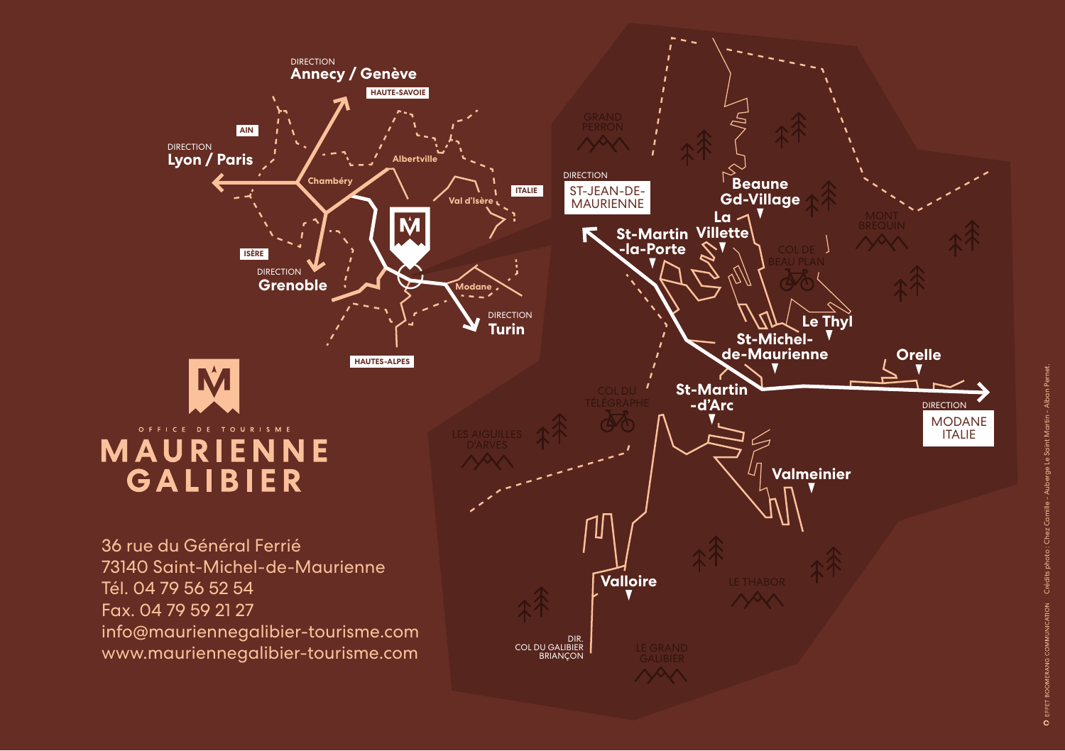DIRECTION
**Annecy / Genève**

HAUTE-SAVOIE

AIN

DIRECTION
**Lyon / Paris**

Chambéry

Albertville

Val d'Isère

ITALIE

ISÈRE

DIRECTION
**Grenoble**

Modane

DIRECTION
**Turin**

HAUTES-ALPES

OFFICE DE TOURISME
# MAURIENNE GALIBIER

36 rue du Général Ferrié
73140 Saint-Michel-de-Maurienne
Tél. 04 79 56 52 54
Fax. 04 79 59 21 27
info@mauriennegalibier-tourisme.com
www.mauriennegalibier-tourisme.com

GRAND PERRON

DIRECTION
ST-JEAN-DE-MAURIENNE

**Beaune Gd-Village**

**La Villette**

**St-Martin -la-Porte**

MONT BREQUIN

COL DE BEAU PLAN

**Le Thyl**

**St-Michel-de-Maurienne**

**Orelle**

**St-Martin -d'Arc**

COL DU TÉLÉGRAPHE

DIRECTION
MODANE ITALIE

LES AIGUILLES D'ARVES

**Valmeinier**

**Valloire**

LE THABOR

DIR. COL DU GALIBIER BRIANÇON

LE GRAND GALIBIER

© EFFET BOOMERANG COMMUNICATION Crédits photo : Chez Camille - Auberge Le Saint Martin - Alban Pernet.